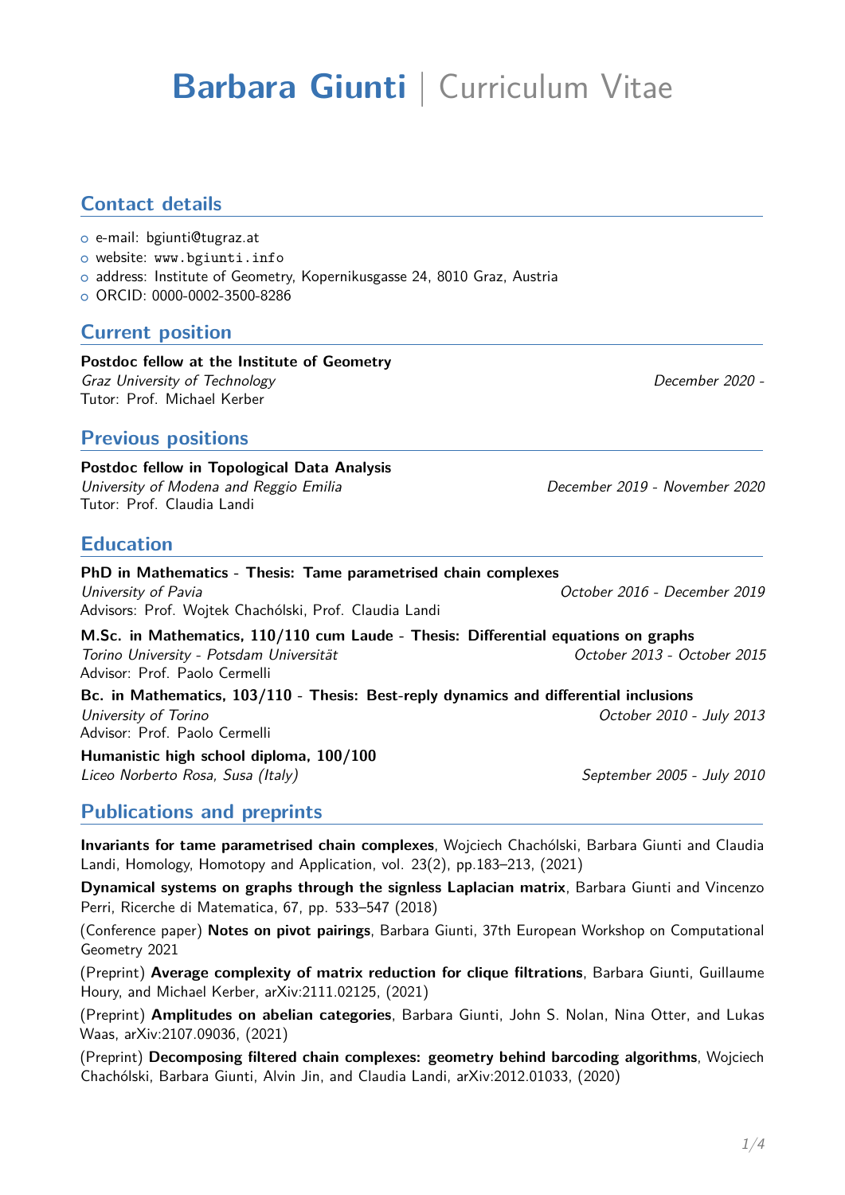# **Barbara Giunti** | Curriculum Vitae

## Contact details

- e-mail: bgiunti@tugraz.at
- website: www.bgiunti.info
- address: Institute of Geometry, Kopernikusgasse 24, 8010 Graz, Austria
- ORCID: 0000-0002-3500-8286

## Current position

**Postdoc fellow at the Institute of Geometry**
*Graz University of Technology* — *December 2020 -*
Tutor: Prof. Michael Kerber

## Previous positions

**Postdoc fellow in Topological Data Analysis**
*University of Modena and Reggio Emilia* — *December 2019 - November 2020*
Tutor: Prof. Claudia Landi

## Education

**PhD in Mathematics - Thesis: Tame parametrised chain complexes**
*University of Pavia* — *October 2016 - December 2019*
Advisors: Prof. Wojtek Chachólski, Prof. Claudia Landi

**M.Sc. in Mathematics, 110/110 cum Laude - Thesis: Differential equations on graphs**
*Torino University - Potsdam Universität* — *October 2013 - October 2015*
Advisor: Prof. Paolo Cermelli

**Bc. in Mathematics, 103/110 - Thesis: Best-reply dynamics and differential inclusions**
*University of Torino* — *October 2010 - July 2013*
Advisor: Prof. Paolo Cermelli

**Humanistic high school diploma, 100/100**
*Liceo Norberto Rosa, Susa (Italy)* — *September 2005 - July 2010*

## Publications and preprints

**Invariants for tame parametrised chain complexes**, Wojciech Chachólski, Barbara Giunti and Claudia Landi, Homology, Homotopy and Application, vol. 23(2), pp.183–213, (2021)

**Dynamical systems on graphs through the signless Laplacian matrix**, Barbara Giunti and Vincenzo Perri, Ricerche di Matematica, 67, pp. 533–547 (2018)

(Conference paper) **Notes on pivot pairings**, Barbara Giunti, 37th European Workshop on Computational Geometry 2021

(Preprint) **Average complexity of matrix reduction for clique filtrations**, Barbara Giunti, Guillaume Houry, and Michael Kerber, arXiv:2111.02125, (2021)

(Preprint) **Amplitudes on abelian categories**, Barbara Giunti, John S. Nolan, Nina Otter, and Lukas Waas, arXiv:2107.09036, (2021)

(Preprint) **Decomposing filtered chain complexes: geometry behind barcoding algorithms**, Wojciech Chachólski, Barbara Giunti, Alvin Jin, and Claudia Landi, arXiv:2012.01033, (2020)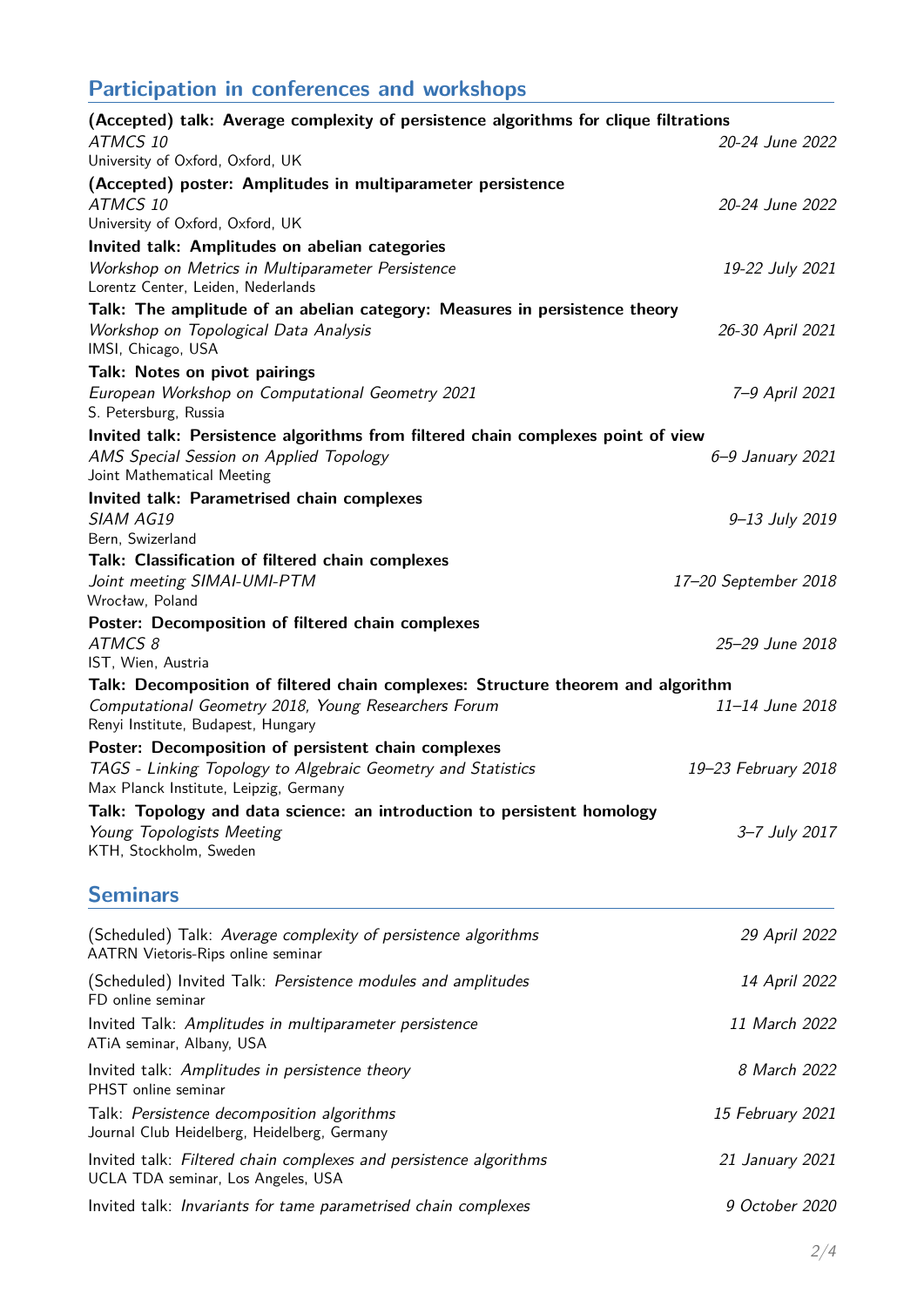## Participation in conferences and workshops

**(Accepted) talk: Average complexity of persistence algorithms for clique filtrations**
*ATMCS 10* — *20-24 June 2022*
University of Oxford, Oxford, UK

**(Accepted) poster: Amplitudes in multiparameter persistence**
*ATMCS 10* — *20-24 June 2022*
University of Oxford, Oxford, UK

**Invited talk: Amplitudes on abelian categories**
*Workshop on Metrics in Multiparameter Persistence* — *19-22 July 2021*
Lorentz Center, Leiden, Nederlands

**Talk: The amplitude of an abelian category: Measures in persistence theory**
*Workshop on Topological Data Analysis* — *26-30 April 2021*
IMSI, Chicago, USA

**Talk: Notes on pivot pairings**
*European Workshop on Computational Geometry 2021* — *7–9 April 2021*
S. Petersburg, Russia

**Invited talk: Persistence algorithms from filtered chain complexes point of view**
*AMS Special Session on Applied Topology* — *6–9 January 2021*
Joint Mathematical Meeting

**Invited talk: Parametrised chain complexes**
*SIAM AG19* — *9–13 July 2019*
Bern, Swizerland

**Talk: Classification of filtered chain complexes**
*Joint meeting SIMAI-UMI-PTM* — *17–20 September 2018*
Wrocław, Poland

**Poster: Decomposition of filtered chain complexes**
*ATMCS 8* — *25–29 June 2018*
IST, Wien, Austria

**Talk: Decomposition of filtered chain complexes: Structure theorem and algorithm**
*Computational Geometry 2018, Young Researchers Forum* — *11–14 June 2018*
Renyi Institute, Budapest, Hungary

**Poster: Decomposition of persistent chain complexes**
*TAGS - Linking Topology to Algebraic Geometry and Statistics* — *19–23 February 2018*
Max Planck Institute, Leipzig, Germany

**Talk: Topology and data science: an introduction to persistent homology**
*Young Topologists Meeting* — *3–7 July 2017*
KTH, Stockholm, Sweden

## Seminars

(Scheduled) Talk: *Average complexity of persistence algorithms* — *29 April 2022*
AATRN Vietoris-Rips online seminar

(Scheduled) Invited Talk: *Persistence modules and amplitudes* — *14 April 2022*
FD online seminar

Invited Talk: *Amplitudes in multiparameter persistence* — *11 March 2022*
ATiA seminar, Albany, USA

Invited talk: *Amplitudes in persistence theory* — *8 March 2022*
PHST online seminar

Talk: *Persistence decomposition algorithms* — *15 February 2021*
Journal Club Heidelberg, Heidelberg, Germany

Invited talk: *Filtered chain complexes and persistence algorithms* — *21 January 2021*
UCLA TDA seminar, Los Angeles, USA

Invited talk: *Invariants for tame parametrised chain complexes* — *9 October 2020*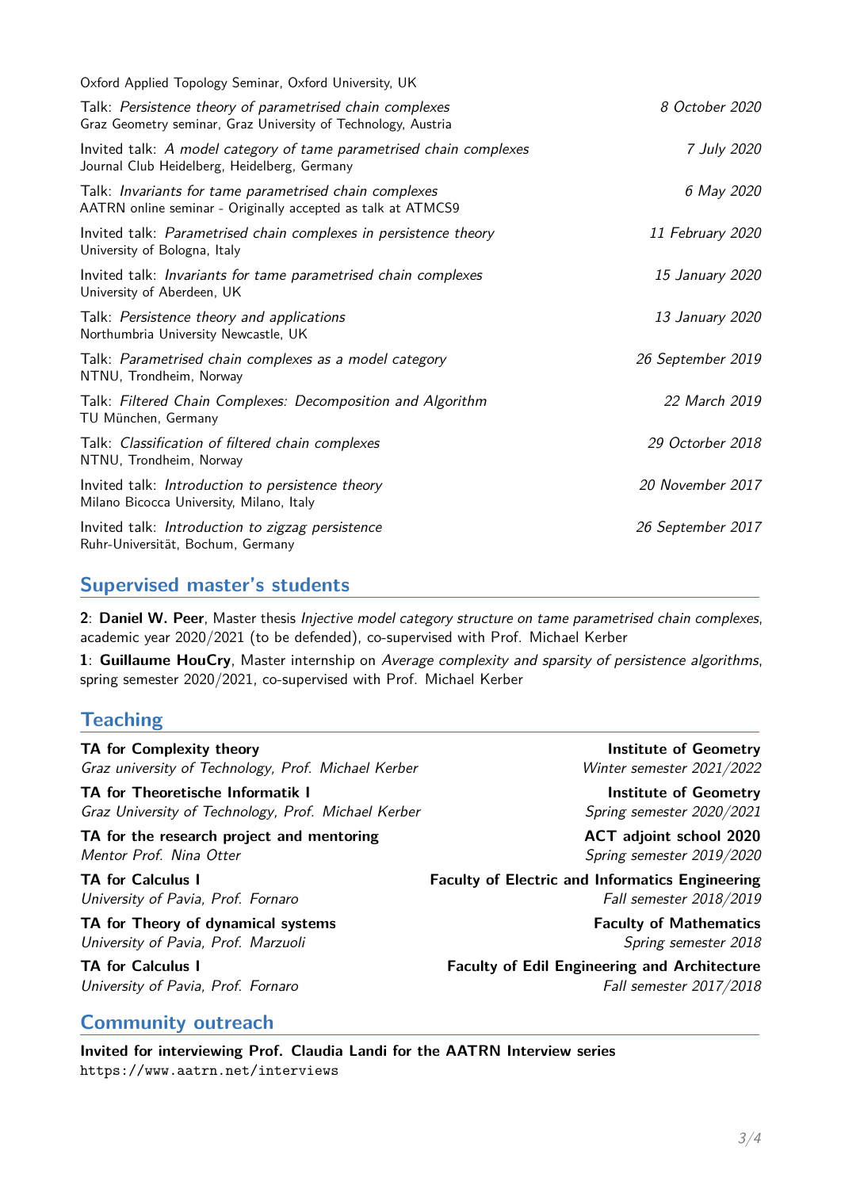Oxford Applied Topology Seminar, Oxford University, UK

Talk: *Persistence theory of parametrised chain complexes* — *8 October 2020*
Graz Geometry seminar, Graz University of Technology, Austria

Invited talk: *A model category of tame parametrised chain complexes* — *7 July 2020*
Journal Club Heidelberg, Heidelberg, Germany

Talk: *Invariants for tame parametrised chain complexes* — *6 May 2020*
AATRN online seminar - Originally accepted as talk at ATMCS9

Invited talk: *Parametrised chain complexes in persistence theory* — *11 February 2020*
University of Bologna, Italy

Invited talk: *Invariants for tame parametrised chain complexes* — *15 January 2020*
University of Aberdeen, UK

Talk: *Persistence theory and applications* — *13 January 2020*
Northumbria University Newcastle, UK

Talk: *Parametrised chain complexes as a model category* — *26 September 2019*
NTNU, Trondheim, Norway

Talk: *Filtered Chain Complexes: Decomposition and Algorithm* — *22 March 2019*
TU München, Germany

Talk: *Classification of filtered chain complexes* — *29 Octorber 2018*
NTNU, Trondheim, Norway

Invited talk: *Introduction to persistence theory* — *20 November 2017*
Milano Bicocca University, Milano, Italy

Invited talk: *Introduction to zigzag persistence* — *26 September 2017*
Ruhr-Universität, Bochum, Germany

## Supervised master's students

**2**: **Daniel W. Peer**, Master thesis *Injective model category structure on tame parametrised chain complexes*, academic year 2020/2021 (to be defended), co-supervised with Prof. Michael Kerber

**1**: **Guillaume HouCry**, Master internship on *Average complexity and sparsity of persistence algorithms*, spring semester 2020/2021, co-supervised with Prof. Michael Kerber

## Teaching

**TA for Complexity theory** — **Institute of Geometry**
*Graz university of Technology, Prof. Michael Kerber* — *Winter semester 2021/2022*

**TA for Theoretische Informatik I** — **Institute of Geometry**
*Graz University of Technology, Prof. Michael Kerber* — *Spring semester 2020/2021*

**TA for the research project and mentoring** — **ACT adjoint school 2020**
*Mentor Prof. Nina Otter* — *Spring semester 2019/2020*

**TA for Calculus I** — **Faculty of Electric and Informatics Engineering**
*University of Pavia, Prof. Fornaro* — *Fall semester 2018/2019*

**TA for Theory of dynamical systems** — **Faculty of Mathematics**
*University of Pavia, Prof. Marzuoli* — *Spring semester 2018*

**TA for Calculus I** — **Faculty of Edil Engineering and Architecture**
*University of Pavia, Prof. Fornaro* — *Fall semester 2017/2018*

## Community outreach

**Invited for interviewing Prof. Claudia Landi for the AATRN Interview series**
https://www.aatrn.net/interviews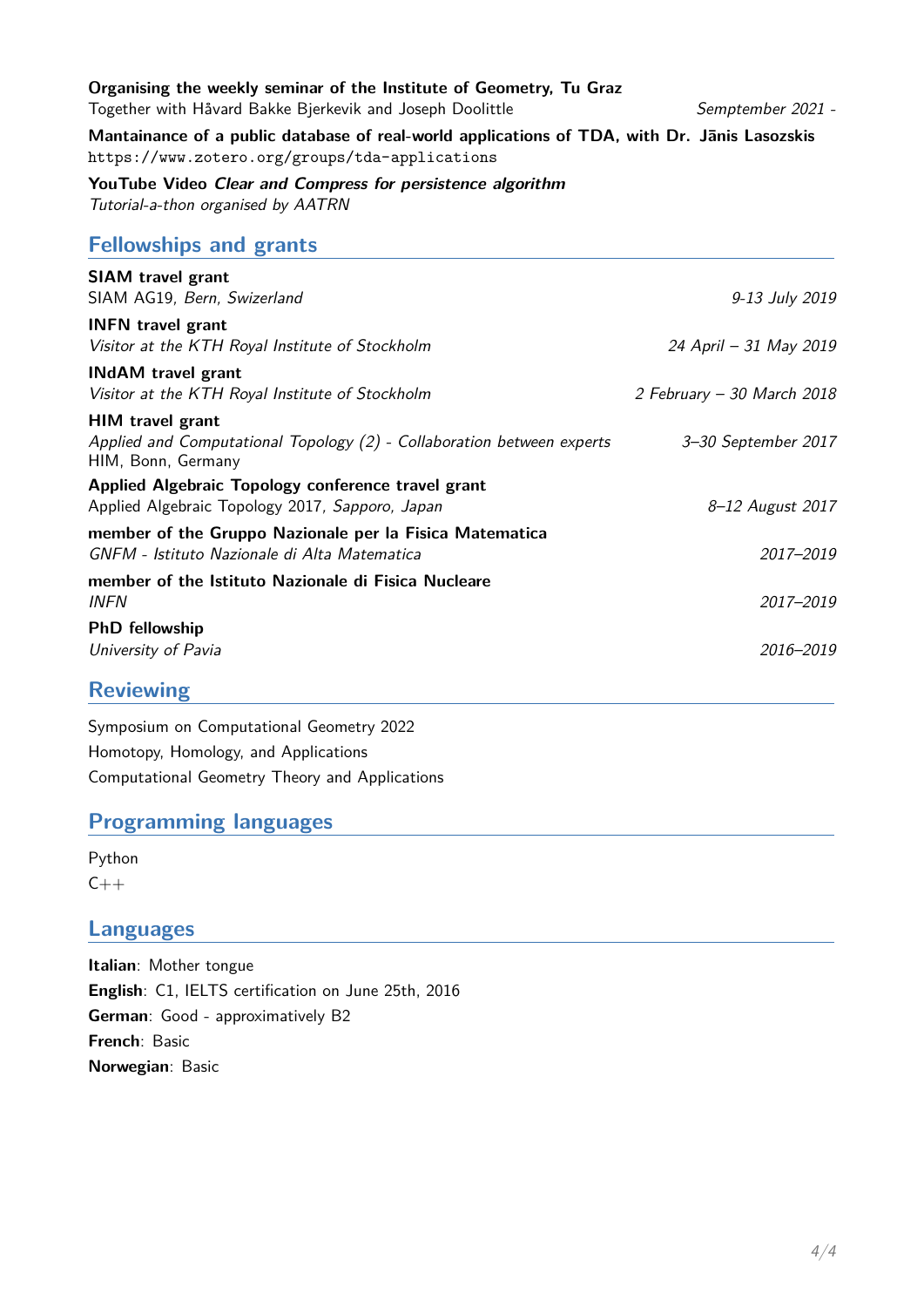**Organising the weekly seminar of the Institute of Geometry, Tu Graz**
Together with Håvard Bakke Bjerkevik and Joseph Doolittle — *Semptember 2021 -*

**Mantainance of a public database of real-world applications of TDA, with Dr. Jānis Lasozskis**
`https://www.zotero.org/groups/tda-applications`

**YouTube Video *Clear and Compress for persistence algorithm***
*Tutorial-a-thon organised by AATRN*

## Fellowships and grants

**SIAM travel grant**
SIAM AG19, *Bern, Swizerland* — *9-13 July 2019*

**INFN travel grant**
*Visitor at the KTH Royal Institute of Stockholm* — *24 April – 31 May 2019*

**INdAM travel grant**
*Visitor at the KTH Royal Institute of Stockholm* — *2 February – 30 March 2018*

**HIM travel grant**
*Applied and Computational Topology (2) - Collaboration between experts* — *3–30 September 2017*
HIM, Bonn, Germany

**Applied Algebraic Topology conference travel grant**
Applied Algebraic Topology 2017, *Sapporo, Japan* — *8–12 August 2017*

**member of the Gruppo Nazionale per la Fisica Matematica**
*GNFM - Istituto Nazionale di Alta Matematica* — *2017–2019*

**member of the Istituto Nazionale di Fisica Nucleare**
*INFN* — *2017–2019*

**PhD fellowship**
*University of Pavia* — *2016–2019*

## Reviewing

Symposium on Computational Geometry 2022
Homotopy, Homology, and Applications
Computational Geometry Theory and Applications

## Programming languages

Python
C++

## Languages

**Italian**: Mother tongue
**English**: C1, IELTS certification on June 25th, 2016
**German**: Good - approximatively B2
**French**: Basic
**Norwegian**: Basic